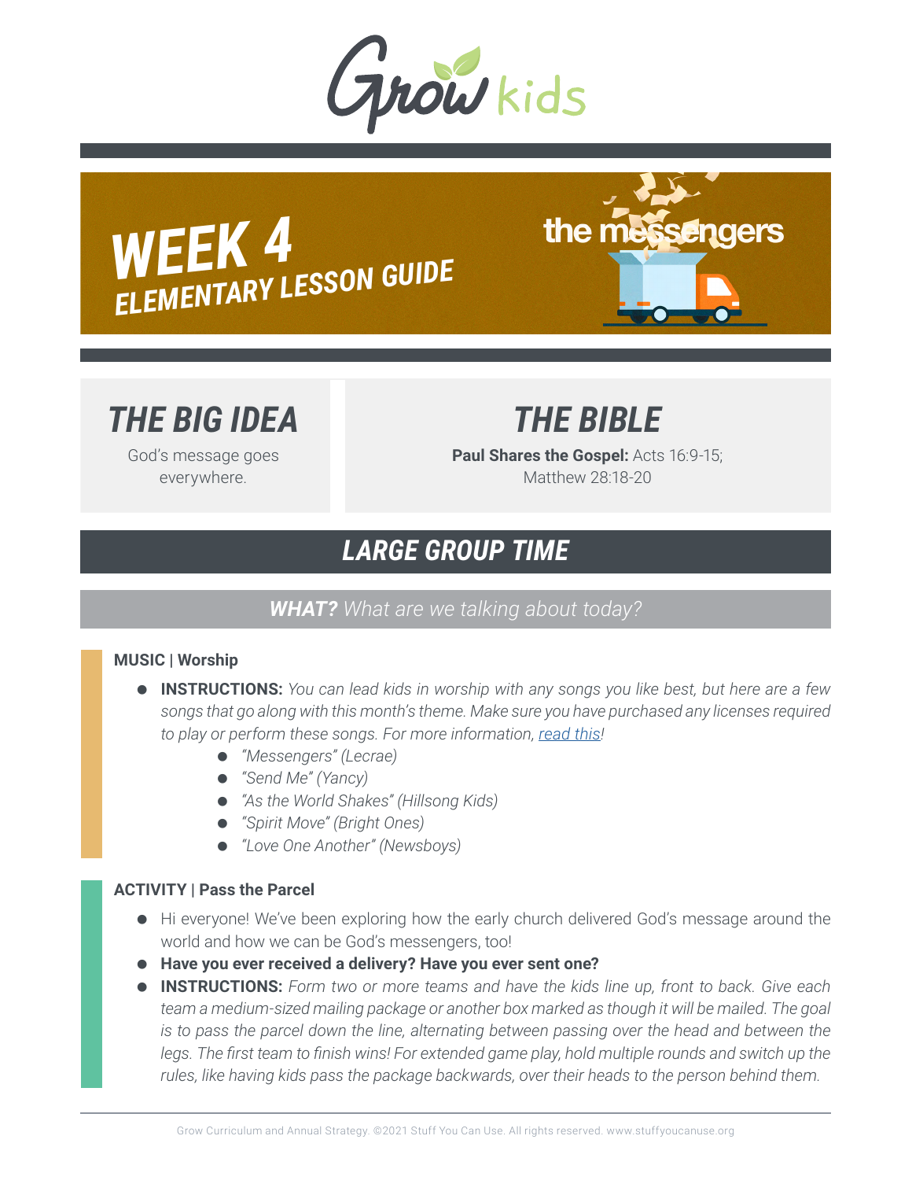Grow kids

# WEEK 4
## ELEMENTARY LESSON GUIDE

the messengers

## THE BIG IDEA

God's message goes everywhere.

## THE BIBLE

**Paul Shares the Gospel:** Acts 16:9-15; Matthew 28:18-20

## LARGE GROUP TIME

***WHAT?*** *What are we talking about today?*

**MUSIC | Worship**

- **INSTRUCTIONS:** *You can lead kids in worship with any songs you like best, but here are a few songs that go along with this month's theme. Make sure you have purchased any licenses required to play or perform these songs. For more information, read this!*
    - *"Messengers" (Lecrae)*
    - *"Send Me" (Yancy)*
    - *"As the World Shakes" (Hillsong Kids)*
    - *"Spirit Move" (Bright Ones)*
    - *"Love One Another" (Newsboys)*

**ACTIVITY | Pass the Parcel**

- Hi everyone! We've been exploring how the early church delivered God's message around the world and how we can be God's messengers, too!
- **Have you ever received a delivery? Have you ever sent one?**
- **INSTRUCTIONS:** *Form two or more teams and have the kids line up, front to back. Give each team a medium-sized mailing package or another box marked as though it will be mailed. The goal is to pass the parcel down the line, alternating between passing over the head and between the legs. The first team to finish wins! For extended game play, hold multiple rounds and switch up the rules, like having kids pass the package backwards, over their heads to the person behind them.*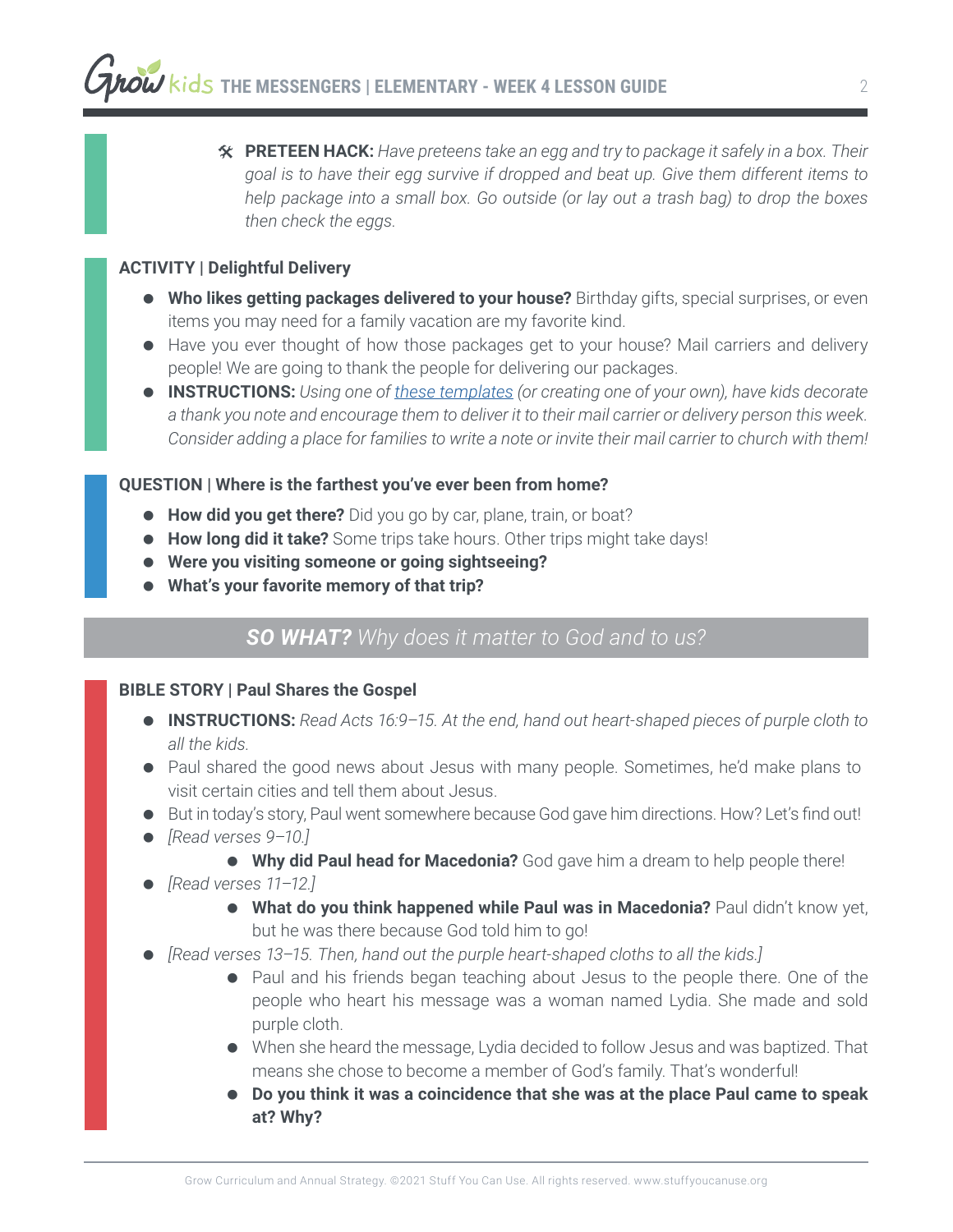🛠 **PRETEEN HACK:** *Have preteens take an egg and try to package it safely in a box. Their goal is to have their egg survive if dropped and beat up. Give them different items to help package into a small box. Go outside (or lay out a trash bag) to drop the boxes then check the eggs.*

**ACTIVITY | Delightful Delivery**

- **Who likes getting packages delivered to your house?** Birthday gifts, special surprises, or even items you may need for a family vacation are my favorite kind.
- Have you ever thought of how those packages get to your house? Mail carriers and delivery people! We are going to thank the people for delivering our packages.
- **INSTRUCTIONS:** *Using one of these templates (or creating one of your own), have kids decorate a thank you note and encourage them to deliver it to their mail carrier or delivery person this week. Consider adding a place for families to write a note or invite their mail carrier to church with them!*

**QUESTION | Where is the farthest you've ever been from home?**

- **How did you get there?** Did you go by car, plane, train, or boat?
- **How long did it take?** Some trips take hours. Other trips might take days!
- **Were you visiting someone or going sightseeing?**
- **What's your favorite memory of that trip?**

## *SO WHAT? Why does it matter to God and to us?*

**BIBLE STORY | Paul Shares the Gospel**

- **INSTRUCTIONS:** *Read Acts 16:9–15. At the end, hand out heart-shaped pieces of purple cloth to all the kids.*
- Paul shared the good news about Jesus with many people. Sometimes, he'd make plans to visit certain cities and tell them about Jesus.
- But in today's story, Paul went somewhere because God gave him directions. How? Let's find out!
- *[Read verses 9–10.]*
  - **Why did Paul head for Macedonia?** God gave him a dream to help people there!
- *[Read verses 11–12.]*
  - **What do you think happened while Paul was in Macedonia?** Paul didn't know yet, but he was there because God told him to go!
- *[Read verses 13–15. Then, hand out the purple heart-shaped cloths to all the kids.]*
  - Paul and his friends began teaching about Jesus to the people there. One of the people who heart his message was a woman named Lydia. She made and sold purple cloth.
  - When she heard the message, Lydia decided to follow Jesus and was baptized. That means she chose to become a member of God's family. That's wonderful!
  - **Do you think it was a coincidence that she was at the place Paul came to speak at? Why?**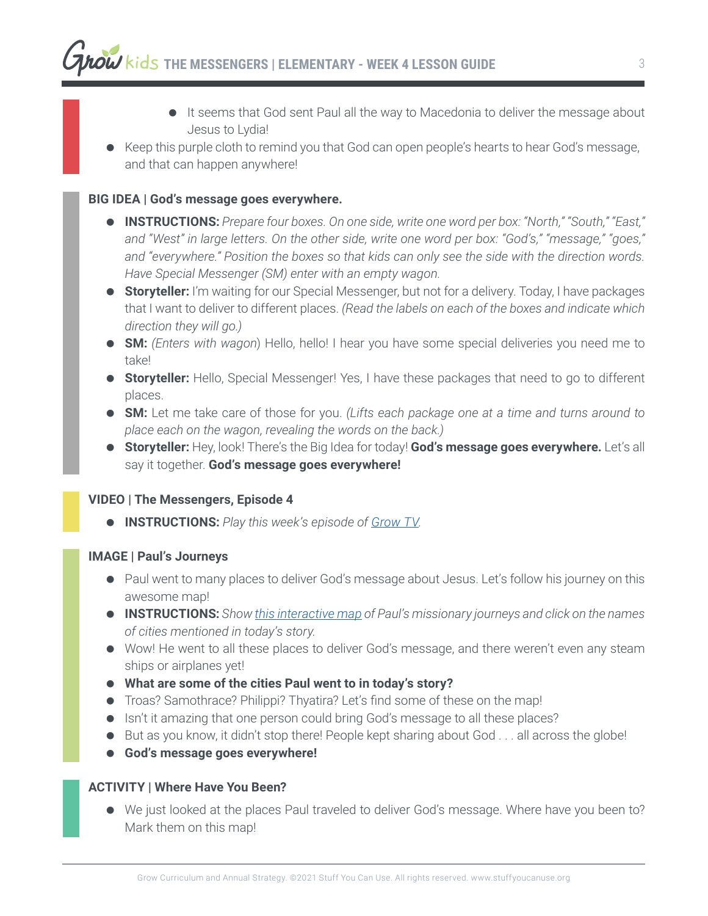- It seems that God sent Paul all the way to Macedonia to deliver the message about Jesus to Lydia!
- Keep this purple cloth to remind you that God can open people's hearts to hear God's message, and that can happen anywhere!

**BIG IDEA | God's message goes everywhere.**

- **INSTRUCTIONS:** *Prepare four boxes. On one side, write one word per box: "North," "South," "East," and "West" in large letters. On the other side, write one word per box: "God's," "message," "goes," and "everywhere." Position the boxes so that kids can only see the side with the direction words. Have Special Messenger (SM) enter with an empty wagon.*
- **Storyteller:** I'm waiting for our Special Messenger, but not for a delivery. Today, I have packages that I want to deliver to different places. *(Read the labels on each of the boxes and indicate which direction they will go.)*
- **SM:** *(Enters with wagon*) Hello, hello! I hear you have some special deliveries you need me to take!
- **Storyteller:** Hello, Special Messenger! Yes, I have these packages that need to go to different places.
- **SM:** Let me take care of those for you. *(Lifts each package one at a time and turns around to place each on the wagon, revealing the words on the back.)*
- **Storyteller:** Hey, look! There's the Big Idea for today! **God's message goes everywhere.** Let's all say it together. **God's message goes everywhere!**

**VIDEO | The Messengers, Episode 4**

- **INSTRUCTIONS:** *Play this week's episode of Grow TV.*

**IMAGE | Paul's Journeys**

- Paul went to many places to deliver God's message about Jesus. Let's follow his journey on this awesome map!
- **INSTRUCTIONS:** *Show this interactive map of Paul's missionary journeys and click on the names of cities mentioned in today's story.*
- Wow! He went to all these places to deliver God's message, and there weren't even any steam ships or airplanes yet!
- **What are some of the cities Paul went to in today's story?**
- Troas? Samothrace? Philippi? Thyatira? Let's find some of these on the map!
- Isn't it amazing that one person could bring God's message to all these places?
- But as you know, it didn't stop there! People kept sharing about God . . . all across the globe!
- **God's message goes everywhere!**

**ACTIVITY | Where Have You Been?**

- We just looked at the places Paul traveled to deliver God's message. Where have you been to? Mark them on this map!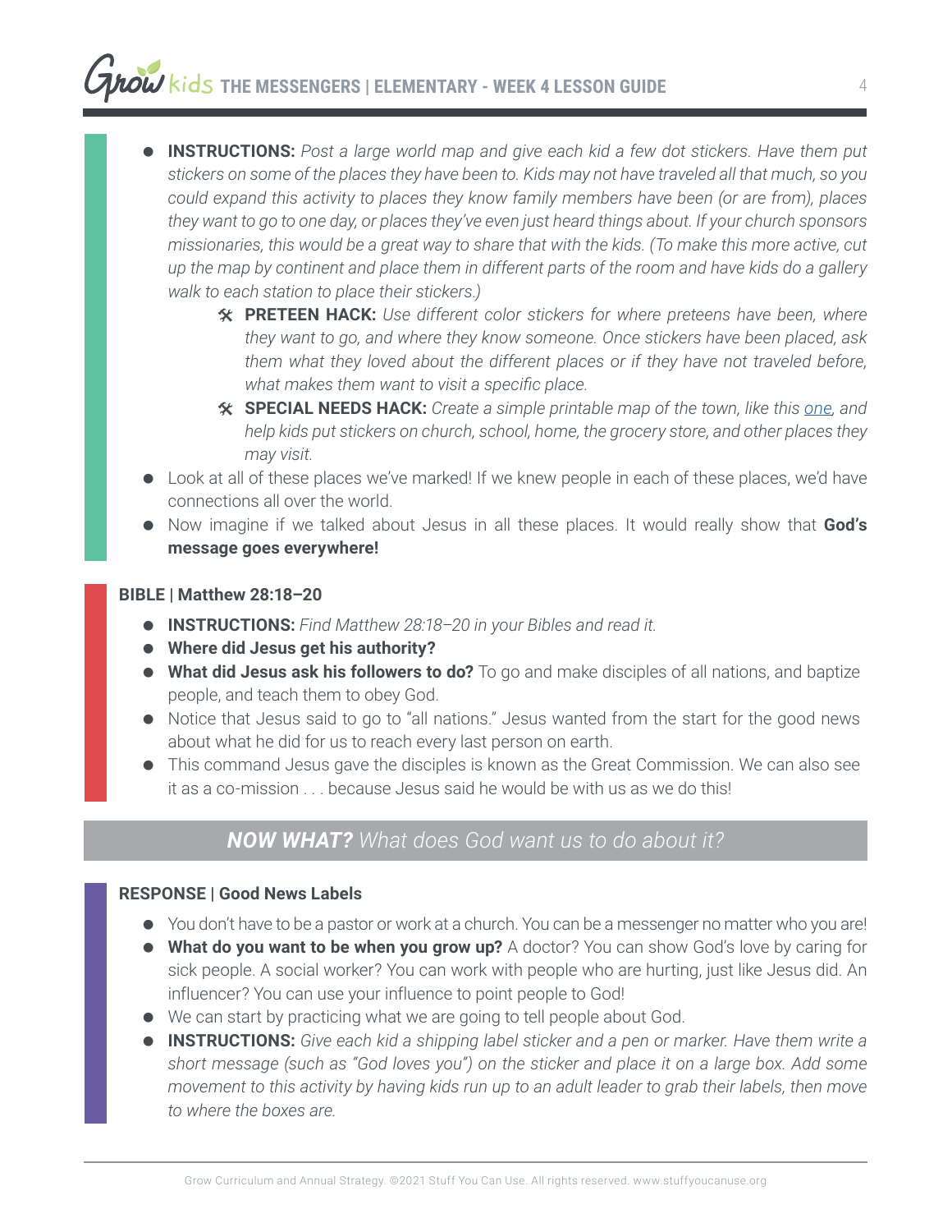- **INSTRUCTIONS:** *Post a large world map and give each kid a few dot stickers. Have them put stickers on some of the places they have been to. Kids may not have traveled all that much, so you could expand this activity to places they know family members have been (or are from), places they want to go to one day, or places they've even just heard things about. If your church sponsors missionaries, this would be a great way to share that with the kids. (To make this more active, cut up the map by continent and place them in different parts of the room and have kids do a gallery walk to each station to place their stickers.)*
    - ⚒ **PRETEEN HACK:** *Use different color stickers for where preteens have been, where they want to go, and where they know someone. Once stickers have been placed, ask them what they loved about the different places or if they have not traveled before, what makes them want to visit a specific place.*
    - ⚒ **SPECIAL NEEDS HACK:** *Create a simple printable map of the town, like this one, and help kids put stickers on church, school, home, the grocery store, and other places they may visit.*
- Look at all of these places we've marked! If we knew people in each of these places, we'd have connections all over the world.
- Now imagine if we talked about Jesus in all these places. It would really show that **God's message goes everywhere!**

**BIBLE | Matthew 28:18–20**

- **INSTRUCTIONS:** *Find Matthew 28:18–20 in your Bibles and read it.*
- **Where did Jesus get his authority?**
- **What did Jesus ask his followers to do?** To go and make disciples of all nations, and baptize people, and teach them to obey God.
- Notice that Jesus said to go to "all nations." Jesus wanted from the start for the good news about what he did for us to reach every last person on earth.
- This command Jesus gave the disciples is known as the Great Commission. We can also see it as a co-mission . . . because Jesus said he would be with us as we do this!

## *NOW WHAT? What does God want us to do about it?*

**RESPONSE | Good News Labels**

- You don't have to be a pastor or work at a church. You can be a messenger no matter who you are!
- **What do you want to be when you grow up?** A doctor? You can show God's love by caring for sick people. A social worker? You can work with people who are hurting, just like Jesus did. An influencer? You can use your influence to point people to God!
- We can start by practicing what we are going to tell people about God.
- **INSTRUCTIONS:** *Give each kid a shipping label sticker and a pen or marker. Have them write a short message (such as "God loves you") on the sticker and place it on a large box. Add some movement to this activity by having kids run up to an adult leader to grab their labels, then move to where the boxes are.*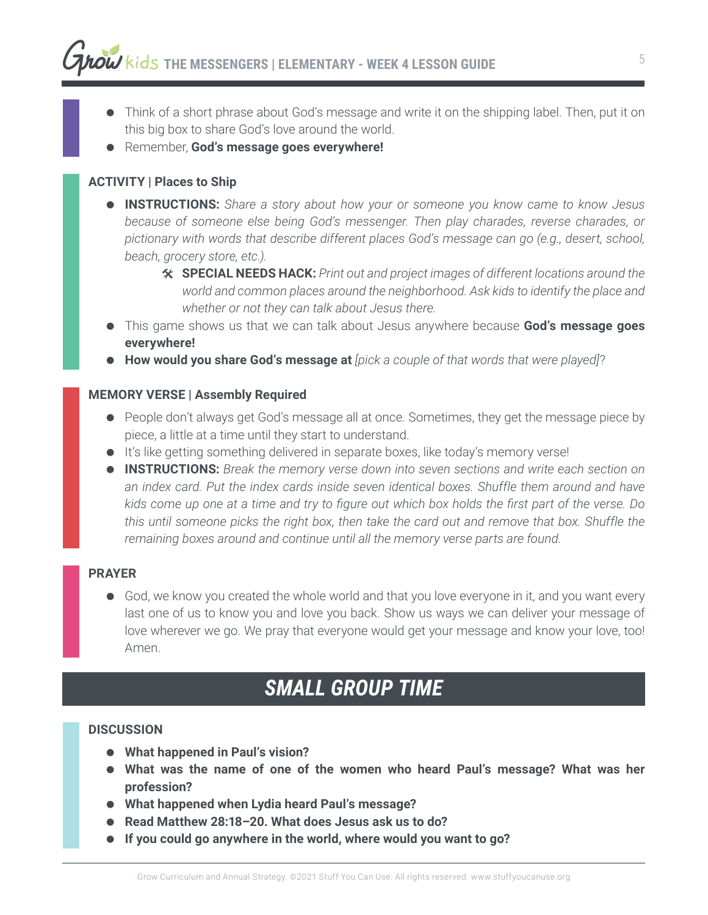- Think of a short phrase about God's message and write it on the shipping label. Then, put it on this big box to share God's love around the world.
- Remember, **God's message goes everywhere!**

**ACTIVITY | Places to Ship**

- **INSTRUCTIONS:** *Share a story about how your or someone you know came to know Jesus because of someone else being God's messenger. Then play charades, reverse charades, or pictionary with words that describe different places God's message can go (e.g., desert, school, beach, grocery store, etc.).*
    - 🛠 **SPECIAL NEEDS HACK:** *Print out and project images of different locations around the world and common places around the neighborhood. Ask kids to identify the place and whether or not they can talk about Jesus there.*
- This game shows us that we can talk about Jesus anywhere because **God's message goes everywhere!**
- **How would you share God's message at** *[pick a couple of that words that were played]*?

**MEMORY VERSE | Assembly Required**

- People don't always get God's message all at once. Sometimes, they get the message piece by piece, a little at a time until they start to understand.
- It's like getting something delivered in separate boxes, like today's memory verse!
- **INSTRUCTIONS:** *Break the memory verse down into seven sections and write each section on an index card. Put the index cards inside seven identical boxes. Shuffle them around and have kids come up one at a time and try to figure out which box holds the first part of the verse. Do this until someone picks the right box, then take the card out and remove that box. Shuffle the remaining boxes around and continue until all the memory verse parts are found.*

**PRAYER**

- God, we know you created the whole world and that you love everyone in it, and you want every last one of us to know you and love you back. Show us ways we can deliver your message of love wherever we go. We pray that everyone would get your message and know your love, too! Amen.

## *SMALL GROUP TIME*

**DISCUSSION**

- **What happened in Paul's vision?**
- **What was the name of one of the women who heard Paul's message? What was her profession?**
- **What happened when Lydia heard Paul's message?**
- **Read Matthew 28:18–20. What does Jesus ask us to do?**
- **If you could go anywhere in the world, where would you want to go?**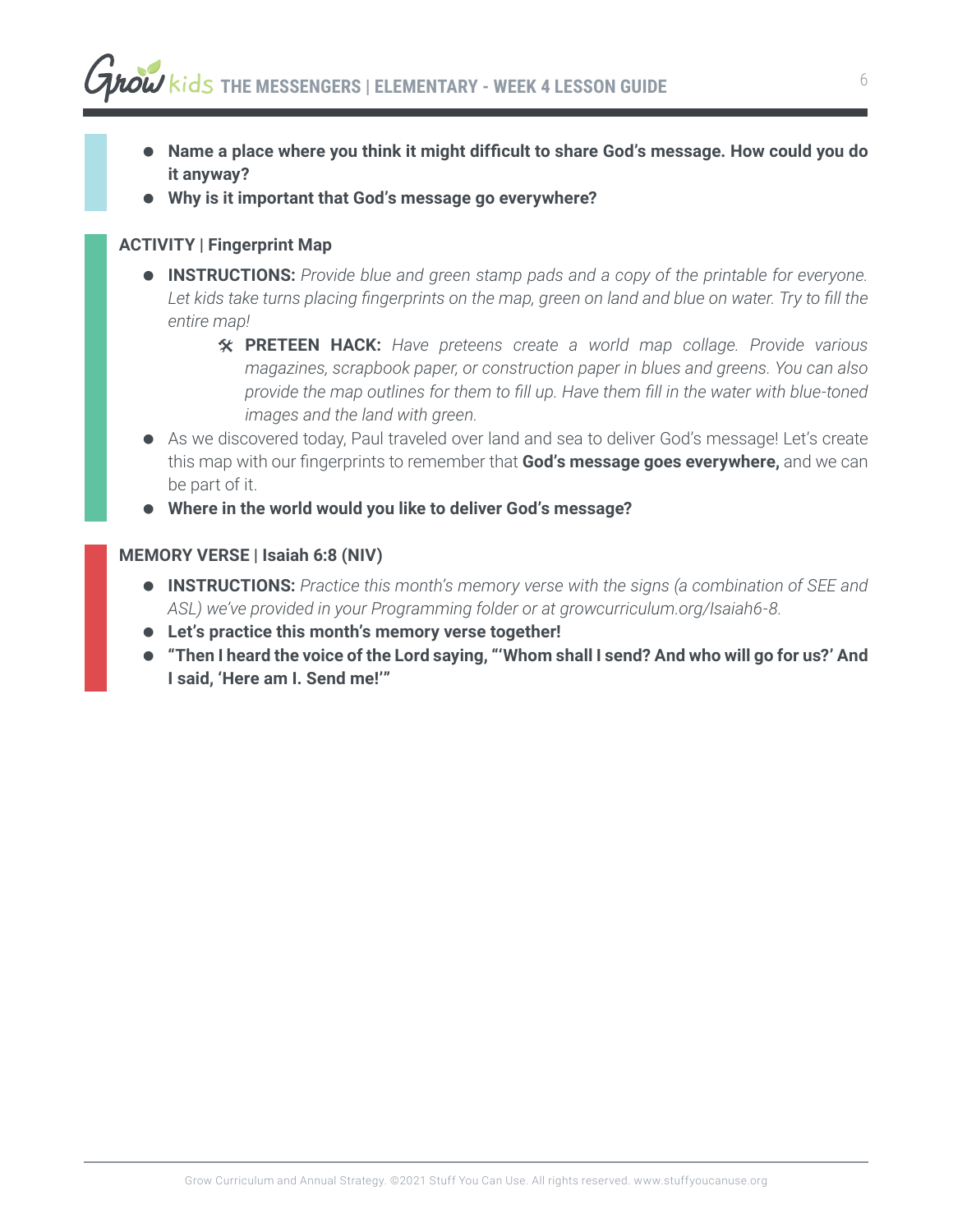- **Name a place where you think it might difficult to share God's message. How could you do it anyway?**
- **Why is it important that God's message go everywhere?**

**ACTIVITY | Fingerprint Map**

- **INSTRUCTIONS:** *Provide blue and green stamp pads and a copy of the printable for everyone. Let kids take turns placing fingerprints on the map, green on land and blue on water. Try to fill the entire map!*
    - 🛠 **PRETEEN HACK:** *Have preteens create a world map collage. Provide various magazines, scrapbook paper, or construction paper in blues and greens. You can also provide the map outlines for them to fill up. Have them fill in the water with blue-toned images and the land with green.*
- As we discovered today, Paul traveled over land and sea to deliver God's message! Let's create this map with our fingerprints to remember that **God's message goes everywhere,** and we can be part of it.
- **Where in the world would you like to deliver God's message?**

**MEMORY VERSE | Isaiah 6:8 (NIV)**

- **INSTRUCTIONS:** *Practice this month's memory verse with the signs (a combination of SEE and ASL) we've provided in your Programming folder or at growcurriculum.org/Isaiah6-8.*
- **Let's practice this month's memory verse together!**
- **"Then I heard the voice of the Lord saying, "'Whom shall I send? And who will go for us?' And I said, 'Here am I. Send me!'"**